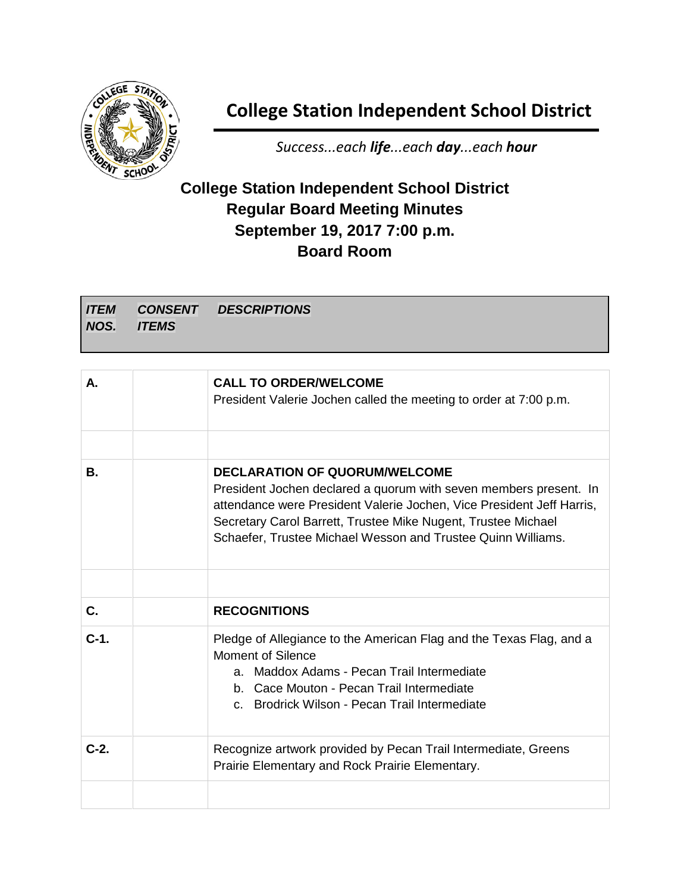# College Station Independent School District

*Success...each **life**...each **day**...each **hour***

## College Station Independent School District
## Regular Board Meeting Minutes
## September 19, 2017 7:00 p.m.
## Board Room

| ***ITEM NOS.*** | ***CONSENT ITEMS*** | ***DESCRIPTIONS*** |
|---|---|---|
| **A.** | | **CALL TO ORDER/WELCOME**<br>President Valerie Jochen called the meeting to order at 7:00 p.m. |
| | | |
| **B.** | | **DECLARATION OF QUORUM/WELCOME**<br>President Jochen declared a quorum with seven members present. In attendance were President Valerie Jochen, Vice President Jeff Harris, Secretary Carol Barrett, Trustee Mike Nugent, Trustee Michael Schaefer, Trustee Michael Wesson and Trustee Quinn Williams. |
| | | |
| **C.** | | **RECOGNITIONS** |
| **C-1.** | | Pledge of Allegiance to the American Flag and the Texas Flag, and a Moment of Silence<br>a. Maddox Adams - Pecan Trail Intermediate<br>b. Cace Mouton - Pecan Trail Intermediate<br>c. Brodrick Wilson - Pecan Trail Intermediate |
| **C-2.** | | Recognize artwork provided by Pecan Trail Intermediate, Greens Prairie Elementary and Rock Prairie Elementary. |
| | | |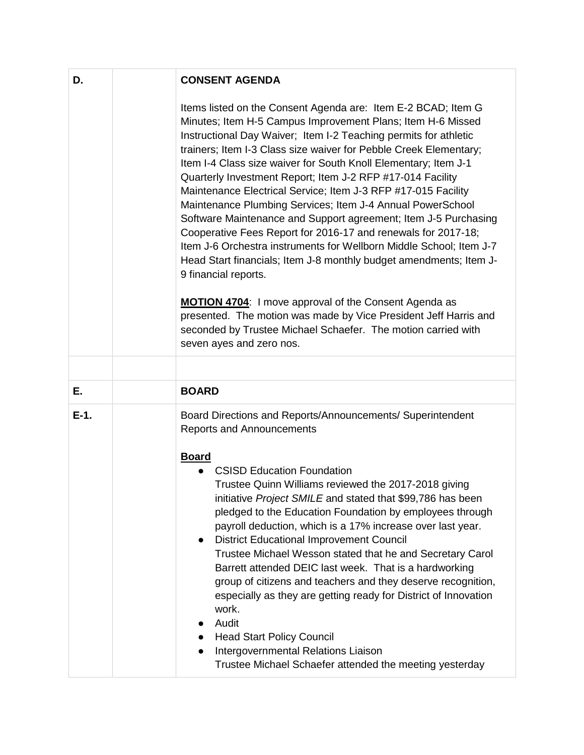| | | |
|---|---|---|
| **D.** | | **CONSENT AGENDA**<br><br>Items listed on the Consent Agenda are: Item E-2 BCAD; Item G Minutes; Item H-5 Campus Improvement Plans; Item H-6 Missed Instructional Day Waiver; Item I-2 Teaching permits for athletic trainers; Item I-3 Class size waiver for Pebble Creek Elementary; Item I-4 Class size waiver for South Knoll Elementary; Item J-1 Quarterly Investment Report; Item J-2 RFP #17-014 Facility Maintenance Electrical Service; Item J-3 RFP #17-015 Facility Maintenance Plumbing Services; Item J-4 Annual PowerSchool Software Maintenance and Support agreement; Item J-5 Purchasing Cooperative Fees Report for 2016-17 and renewals for 2017-18; Item J-6 Orchestra instruments for Wellborn Middle School; Item J-7 Head Start financials; Item J-8 monthly budget amendments; Item J-9 financial reports.<br><br>**MOTION 4704**: I move approval of the Consent Agenda as presented. The motion was made by Vice President Jeff Harris and seconded by Trustee Michael Schaefer. The motion carried with seven ayes and zero nos. |
| | | |
| **E.** | | **BOARD** |
| **E-1.** | | Board Directions and Reports/Announcements/ Superintendent Reports and Announcements<br><br>**Board**<br>● CSISD Education Foundation<br>Trustee Quinn Williams reviewed the 2017-2018 giving initiative *Project SMILE* and stated that $99,786 has been pledged to the Education Foundation by employees through payroll deduction, which is a 17% increase over last year.<br>● District Educational Improvement Council<br>Trustee Michael Wesson stated that he and Secretary Carol Barrett attended DEIC last week. That is a hardworking group of citizens and teachers and they deserve recognition, especially as they are getting ready for District of Innovation work.<br>● Audit<br>● Head Start Policy Council<br>● Intergovernmental Relations Liaison<br>Trustee Michael Schaefer attended the meeting yesterday |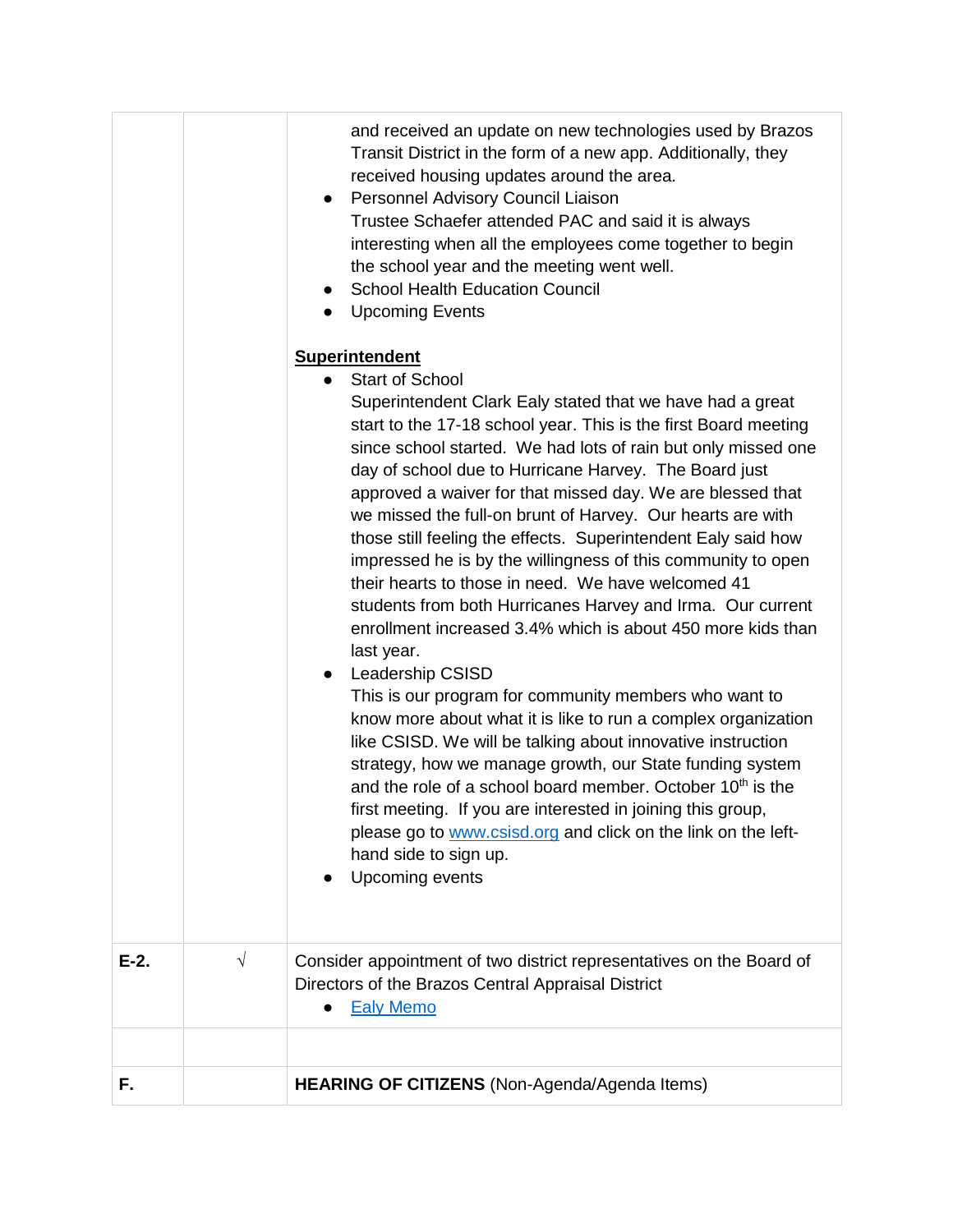| | | |
|---|---|---|
| | | and received an update on new technologies used by Brazos Transit District in the form of a new app. Additionally, they received housing updates around the area.<br>● Personnel Advisory Council Liaison<br>Trustee Schaefer attended PAC and said it is always interesting when all the employees come together to begin the school year and the meeting went well.<br>● School Health Education Council<br>● Upcoming Events<br><br>**Superintendent**<br>● Start of School<br>Superintendent Clark Ealy stated that we have had a great start to the 17-18 school year. This is the first Board meeting since school started. We had lots of rain but only missed one day of school due to Hurricane Harvey. The Board just approved a waiver for that missed day. We are blessed that we missed the full-on brunt of Harvey. Our hearts are with those still feeling the effects. Superintendent Ealy said how impressed he is by the willingness of this community to open their hearts to those in need. We have welcomed 41 students from both Hurricanes Harvey and Irma. Our current enrollment increased 3.4% which is about 450 more kids than last year.<br>● Leadership CSISD<br>This is our program for community members who want to know more about what it is like to run a complex organization like CSISD. We will be talking about innovative instruction strategy, how we manage growth, our State funding system and the role of a school board member. October 10th is the first meeting. If you are interested in joining this group, please go to www.csisd.org and click on the link on the left-hand side to sign up.<br>● Upcoming events |
| **E-2.** | √ | Consider appointment of two district representatives on the Board of Directors of the Brazos Central Appraisal District<br>● Ealy Memo |
| | | |
| **F.** | | **HEARING OF CITIZENS** (Non-Agenda/Agenda Items) |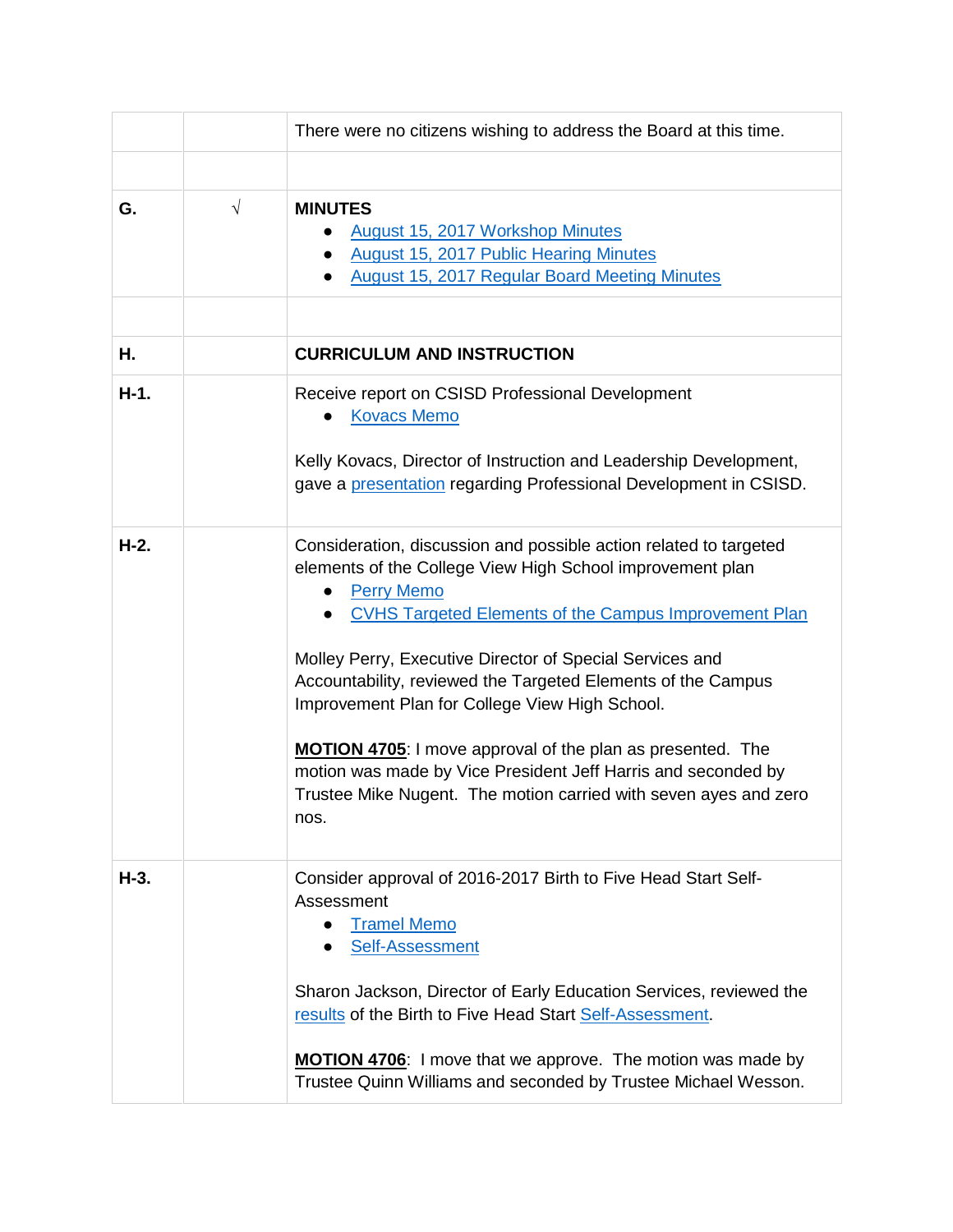| | | |
|---|---|---|
| | | There were no citizens wishing to address the Board at this time. |
| | | |
| **G.** | √ | **MINUTES**<br>● August 15, 2017 Workshop Minutes<br>● August 15, 2017 Public Hearing Minutes<br>● August 15, 2017 Regular Board Meeting Minutes |
| | | |
| **H.** | | **CURRICULUM AND INSTRUCTION** |
| **H-1.** | | Receive report on CSISD Professional Development<br>● Kovacs Memo<br><br>Kelly Kovacs, Director of Instruction and Leadership Development, gave a presentation regarding Professional Development in CSISD. |
| **H-2.** | | Consideration, discussion and possible action related to targeted elements of the College View High School improvement plan<br>● Perry Memo<br>● CVHS Targeted Elements of the Campus Improvement Plan<br><br>Molley Perry, Executive Director of Special Services and Accountability, reviewed the Targeted Elements of the Campus Improvement Plan for College View High School.<br><br>**MOTION 4705**: I move approval of the plan as presented. The motion was made by Vice President Jeff Harris and seconded by Trustee Mike Nugent. The motion carried with seven ayes and zero nos. |
| **H-3.** | | Consider approval of 2016-2017 Birth to Five Head Start Self-Assessment<br>● Tramel Memo<br>● Self-Assessment<br><br>Sharon Jackson, Director of Early Education Services, reviewed the results of the Birth to Five Head Start Self-Assessment.<br><br>**MOTION 4706**: I move that we approve. The motion was made by Trustee Quinn Williams and seconded by Trustee Michael Wesson. |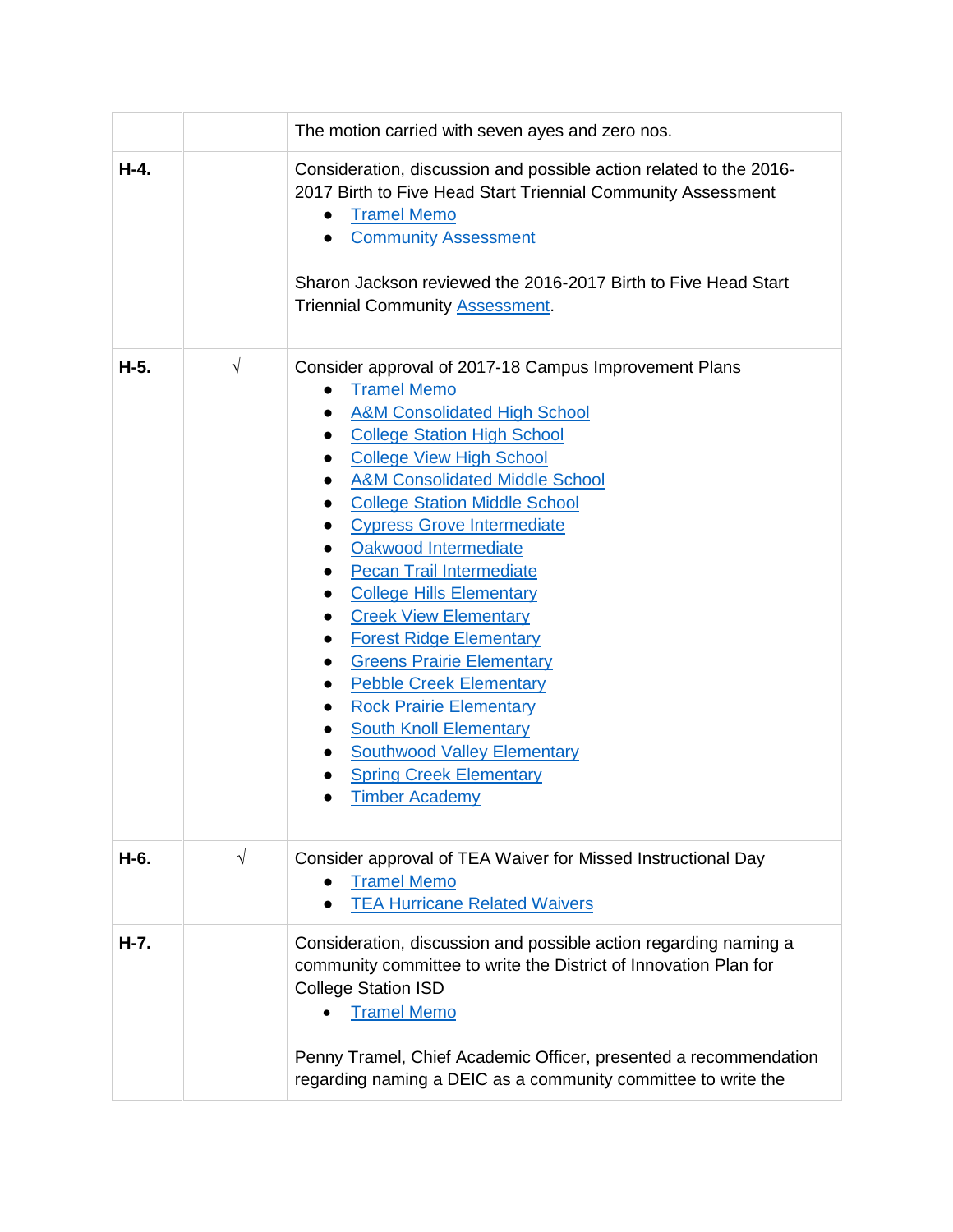| | | |
|---|---|---|
| | | The motion carried with seven ayes and zero nos. |
| **H-4.** | | Consideration, discussion and possible action related to the 2016-2017 Birth to Five Head Start Triennial Community Assessment<br>● Tramel Memo<br>● Community Assessment<br><br>Sharon Jackson reviewed the 2016-2017 Birth to Five Head Start Triennial Community Assessment. |
| **H-5.** | √ | Consider approval of 2017-18 Campus Improvement Plans<br>● Tramel Memo<br>● A&M Consolidated High School<br>● College Station High School<br>● College View High School<br>● A&M Consolidated Middle School<br>● College Station Middle School<br>● Cypress Grove Intermediate<br>● Oakwood Intermediate<br>● Pecan Trail Intermediate<br>● College Hills Elementary<br>● Creek View Elementary<br>● Forest Ridge Elementary<br>● Greens Prairie Elementary<br>● Pebble Creek Elementary<br>● Rock Prairie Elementary<br>● South Knoll Elementary<br>● Southwood Valley Elementary<br>● Spring Creek Elementary<br>● Timber Academy |
| **H-6.** | √ | Consider approval of TEA Waiver for Missed Instructional Day<br>● Tramel Memo<br>● TEA Hurricane Related Waivers |
| **H-7.** | | Consideration, discussion and possible action regarding naming a community committee to write the District of Innovation Plan for College Station ISD<br>● Tramel Memo<br><br>Penny Tramel, Chief Academic Officer, presented a recommendation regarding naming a DEIC as a community committee to write the |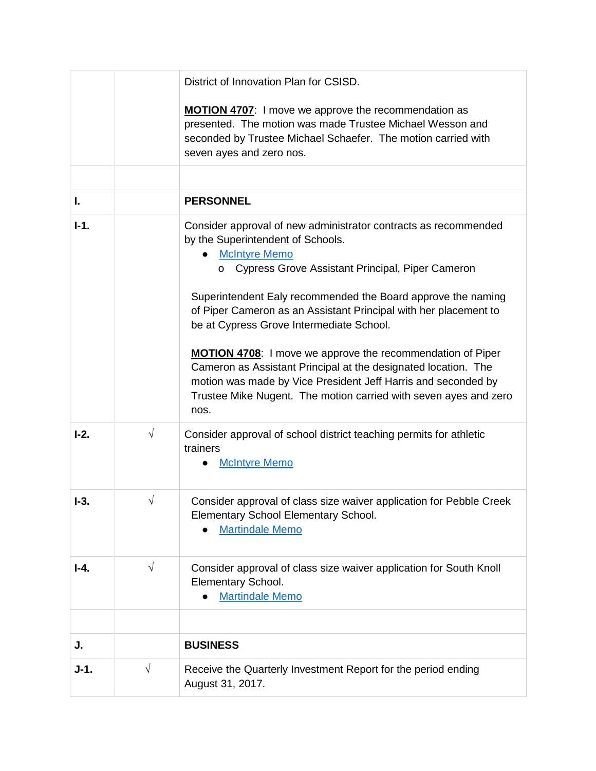| | | |
|---|---|---|
| | | District of Innovation Plan for CSISD.<br><br>**MOTION 4707**: I move we approve the recommendation as presented. The motion was made Trustee Michael Wesson and seconded by Trustee Michael Schaefer. The motion carried with seven ayes and zero nos. |
| | | |
| **I.** | | **PERSONNEL** |
| **I-1.** | | Consider approval of new administrator contracts as recommended by the Superintendent of Schools.<br>● McIntyre Memo<br>o Cypress Grove Assistant Principal, Piper Cameron<br><br>Superintendent Ealy recommended the Board approve the naming of Piper Cameron as an Assistant Principal with her placement to be at Cypress Grove Intermediate School.<br><br>**MOTION 4708**: I move we approve the recommendation of Piper Cameron as Assistant Principal at the designated location. The motion was made by Vice President Jeff Harris and seconded by Trustee Mike Nugent. The motion carried with seven ayes and zero nos. |
| **I-2.** | √ | Consider approval of school district teaching permits for athletic trainers<br>● McIntyre Memo |
| **I-3.** | √ | Consider approval of class size waiver application for Pebble Creek Elementary School Elementary School.<br>● Martindale Memo |
| **I-4.** | √ | Consider approval of class size waiver application for South Knoll Elementary School.<br>● Martindale Memo |
| | | |
| **J.** | | **BUSINESS** |
| **J-1.** | √ | Receive the Quarterly Investment Report for the period ending August 31, 2017. |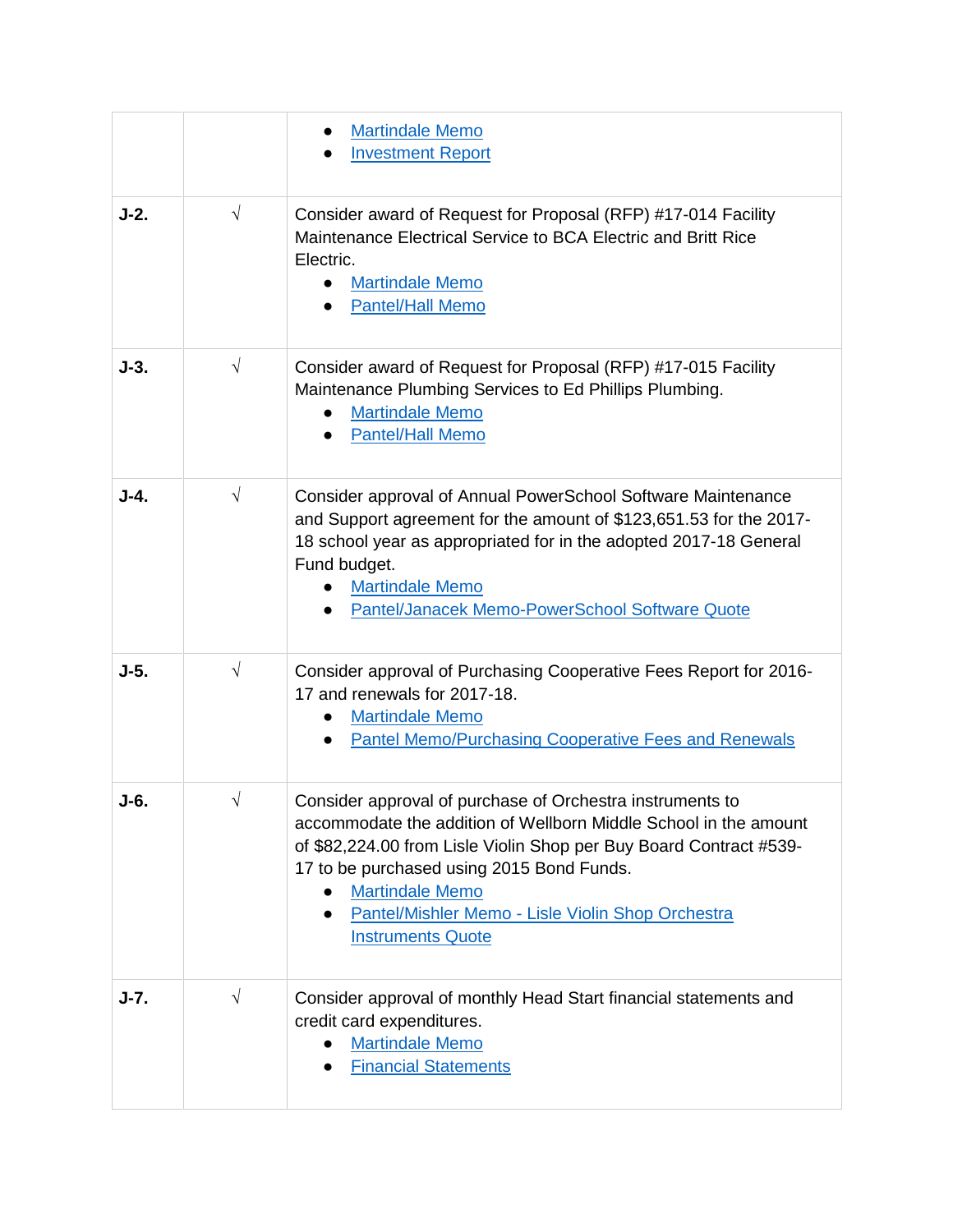| | | |
|---|---|---|
| | | • Martindale Memo<br>• Investment Report |
| **J-2.** | √ | Consider award of Request for Proposal (RFP) #17-014 Facility Maintenance Electrical Service to BCA Electric and Britt Rice Electric.<br>• Martindale Memo<br>• Pantel/Hall Memo |
| **J-3.** | √ | Consider award of Request for Proposal (RFP) #17-015 Facility Maintenance Plumbing Services to Ed Phillips Plumbing.<br>• Martindale Memo<br>• Pantel/Hall Memo |
| **J-4.** | √ | Consider approval of Annual PowerSchool Software Maintenance and Support agreement for the amount of $123,651.53 for the 2017-18 school year as appropriated for in the adopted 2017-18 General Fund budget.<br>• Martindale Memo<br>• Pantel/Janacek Memo-PowerSchool Software Quote |
| **J-5.** | √ | Consider approval of Purchasing Cooperative Fees Report for 2016-17 and renewals for 2017-18.<br>• Martindale Memo<br>• Pantel Memo/Purchasing Cooperative Fees and Renewals |
| **J-6.** | √ | Consider approval of purchase of Orchestra instruments to accommodate the addition of Wellborn Middle School in the amount of $82,224.00 from Lisle Violin Shop per Buy Board Contract #539-17 to be purchased using 2015 Bond Funds.<br>• Martindale Memo<br>• Pantel/Mishler Memo - Lisle Violin Shop Orchestra Instruments Quote |
| **J-7.** | √ | Consider approval of monthly Head Start financial statements and credit card expenditures.<br>• Martindale Memo<br>• Financial Statements |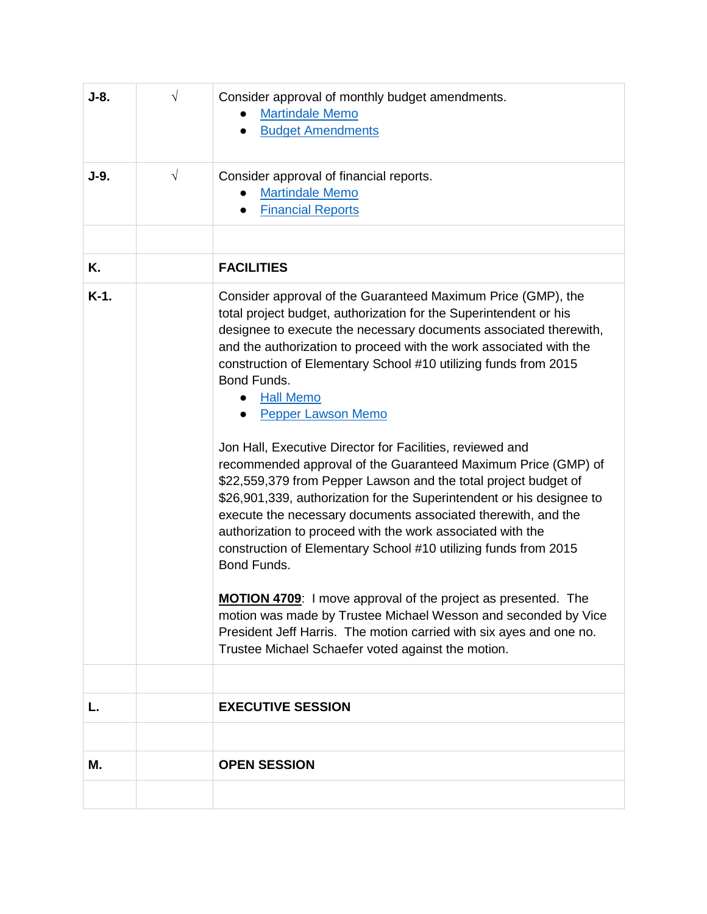| | | |
|---|---|---|
| **J-8.** | √ | Consider approval of monthly budget amendments.<br>● Martindale Memo<br>● Budget Amendments |
| **J-9.** | √ | Consider approval of financial reports.<br>● Martindale Memo<br>● Financial Reports |
| | | |
| **K.** | | **FACILITIES** |
| **K-1.** | | Consider approval of the Guaranteed Maximum Price (GMP), the total project budget, authorization for the Superintendent or his designee to execute the necessary documents associated therewith, and the authorization to proceed with the work associated with the construction of Elementary School #10 utilizing funds from 2015 Bond Funds.<br>● Hall Memo<br>● Pepper Lawson Memo<br><br>Jon Hall, Executive Director for Facilities, reviewed and recommended approval of the Guaranteed Maximum Price (GMP) of $22,559,379 from Pepper Lawson and the total project budget of $26,901,339, authorization for the Superintendent or his designee to execute the necessary documents associated therewith, and the authorization to proceed with the work associated with the construction of Elementary School #10 utilizing funds from 2015 Bond Funds.<br><br>**MOTION 4709**: I move approval of the project as presented. The motion was made by Trustee Michael Wesson and seconded by Vice President Jeff Harris. The motion carried with six ayes and one no. Trustee Michael Schaefer voted against the motion. |
| | | |
| **L.** | | **EXECUTIVE SESSION** |
| | | |
| **M.** | | **OPEN SESSION** |
| | | |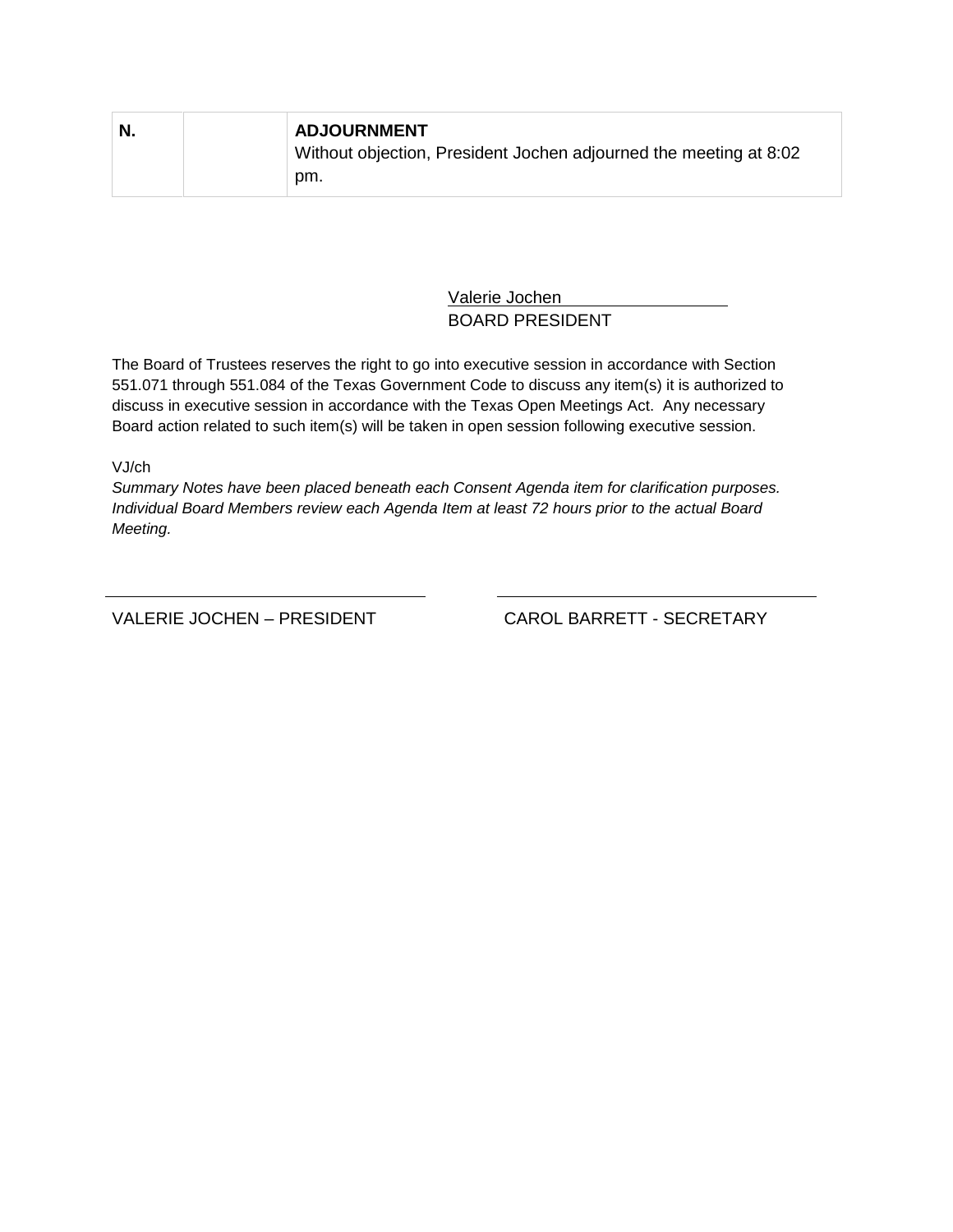| | | |
|---|---|---|
| **N.** | | **ADJOURNMENT**<br>Without objection, President Jochen adjourned the meeting at 8:02 pm. |

Valerie Jochen
BOARD PRESIDENT

The Board of Trustees reserves the right to go into executive session in accordance with Section 551.071 through 551.084 of the Texas Government Code to discuss any item(s) it is authorized to discuss in executive session in accordance with the Texas Open Meetings Act. Any necessary Board action related to such item(s) will be taken in open session following executive session.

VJ/ch
*Summary Notes have been placed beneath each Consent Agenda item for clarification purposes. Individual Board Members review each Agenda Item at least 72 hours prior to the actual Board Meeting.*

VALERIE JOCHEN – PRESIDENT

CAROL BARRETT - SECRETARY